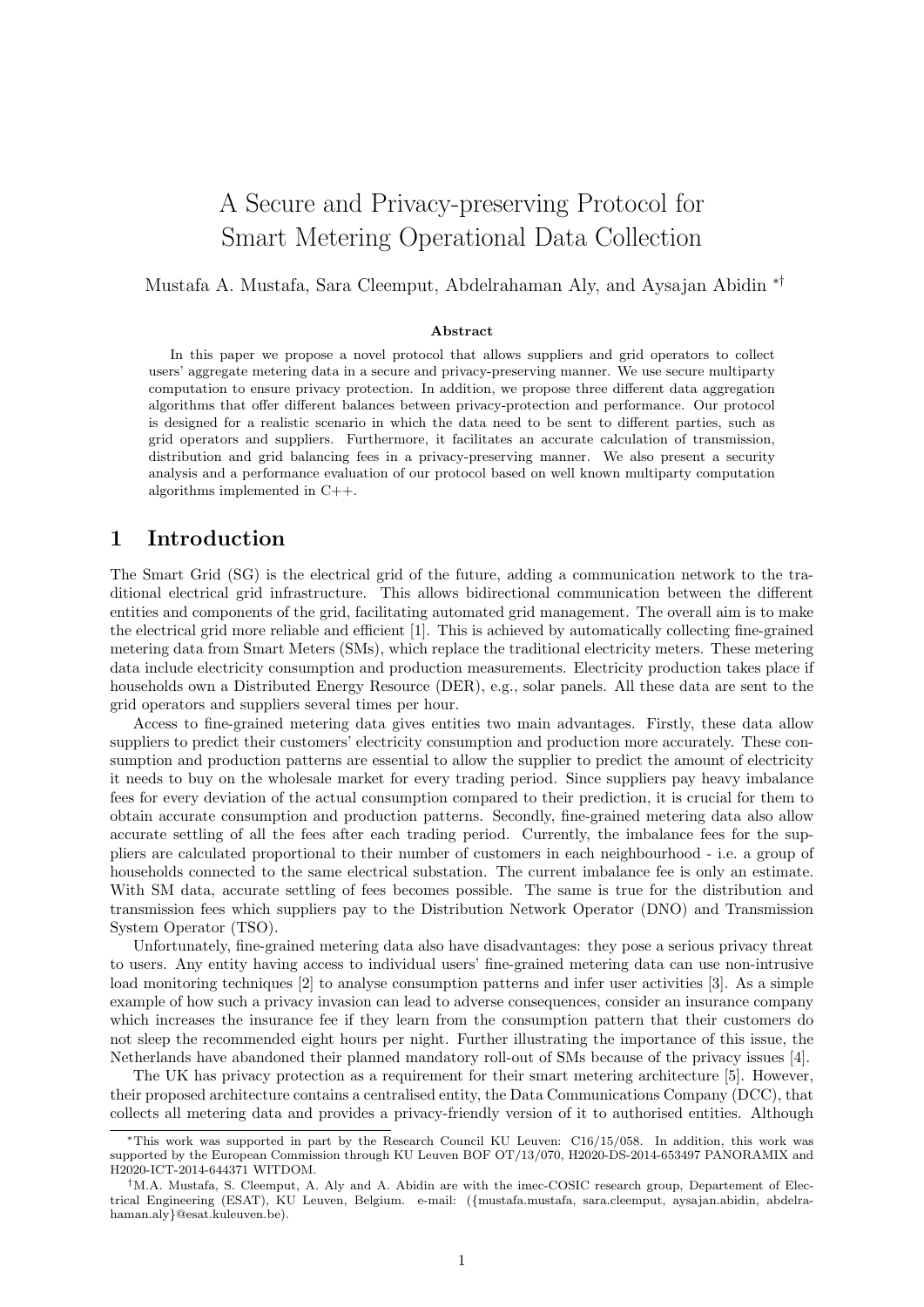# A Secure and Privacy-preserving Protocol for Smart Metering Operational Data Collection

Mustafa A. Mustafa, Sara Cleemput, Abdelrahaman Aly, and Aysajan Abidin [*] [†]

**Abstract**

In this paper we propose a novel protocol that allows suppliers and grid operators to collect users' aggregate metering data in a secure and privacy-preserving manner. We use secure multiparty computation to ensure privacy protection. In addition, we propose three different data aggregation algorithms that offer different balances between privacy-protection and performance. Our protocol is designed for a realistic scenario in which the data need to be sent to different parties, such as grid operators and suppliers. Furthermore, it facilitates an accurate calculation of transmission, distribution and grid balancing fees in a privacy-preserving manner. We also present a security analysis and a performance evaluation of our protocol based on well known multiparty computation algorithms implemented in C++.

## 1 Introduction

The Smart Grid (SG) is the electrical grid of the future, adding a communication network to the traditional electrical grid infrastructure. This allows bidirectional communication between the different entities and components of the grid, facilitating automated grid management. The overall aim is to make the electrical grid more reliable and efficient [1]. This is achieved by automatically collecting fine-grained metering data from Smart Meters (SMs), which replace the traditional electricity meters. These metering data include electricity consumption and production measurements. Electricity production takes place if households own a Distributed Energy Resource (DER), e.g., solar panels. All these data are sent to the grid operators and suppliers several times per hour.

Access to fine-grained metering data gives entities two main advantages. Firstly, these data allow suppliers to predict their customers' electricity consumption and production more accurately. These consumption and production patterns are essential to allow the supplier to predict the amount of electricity it needs to buy on the wholesale market for every trading period. Since suppliers pay heavy imbalance fees for every deviation of the actual consumption compared to their prediction, it is crucial for them to obtain accurate consumption and production patterns. Secondly, fine-grained metering data also allow accurate settling of all the fees after each trading period. Currently, the imbalance fees for the suppliers are calculated proportional to their number of customers in each neighbourhood - i.e. a group of households connected to the same electrical substation. The current imbalance fee is only an estimate. With SM data, accurate settling of fees becomes possible. The same is true for the distribution and transmission fees which suppliers pay to the Distribution Network Operator (DNO) and Transmission System Operator (TSO).

Unfortunately, fine-grained metering data also have disadvantages: they pose a serious privacy threat to users. Any entity having access to individual users' fine-grained metering data can use non-intrusive load monitoring techniques [2] to analyse consumption patterns and infer user activities [3]. As a simple example of how such a privacy invasion can lead to adverse consequences, consider an insurance company which increases the insurance fee if they learn from the consumption pattern that their customers do not sleep the recommended eight hours per night. Further illustrating the importance of this issue, the Netherlands have abandoned their planned mandatory roll-out of SMs because of the privacy issues [4].

The UK has privacy protection as a requirement for their smart metering architecture [5]. However, their proposed architecture contains a centralised entity, the Data Communications Company (DCC), that collects all metering data and provides a privacy-friendly version of it to authorised entities. Although

---

[*] This work was supported in part by the Research Council KU Leuven: C16/15/058. In addition, this work was supported by the European Commission through KU Leuven BOF OT/13/070, H2020-DS-2014-653497 PANORAMIX and H2020-ICT-2014-644371 WITDOM.

[†] M.A. Mustafa, S. Cleemput, A. Aly and A. Abidin are with the imec-COSIC research group, Departement of Electrical Engineering (ESAT), KU Leuven, Belgium. e-mail: ({mustafa.mustafa, sara.cleemput, aysajan.abidin, abdelrahaman.aly}@esat.kuleuven.be).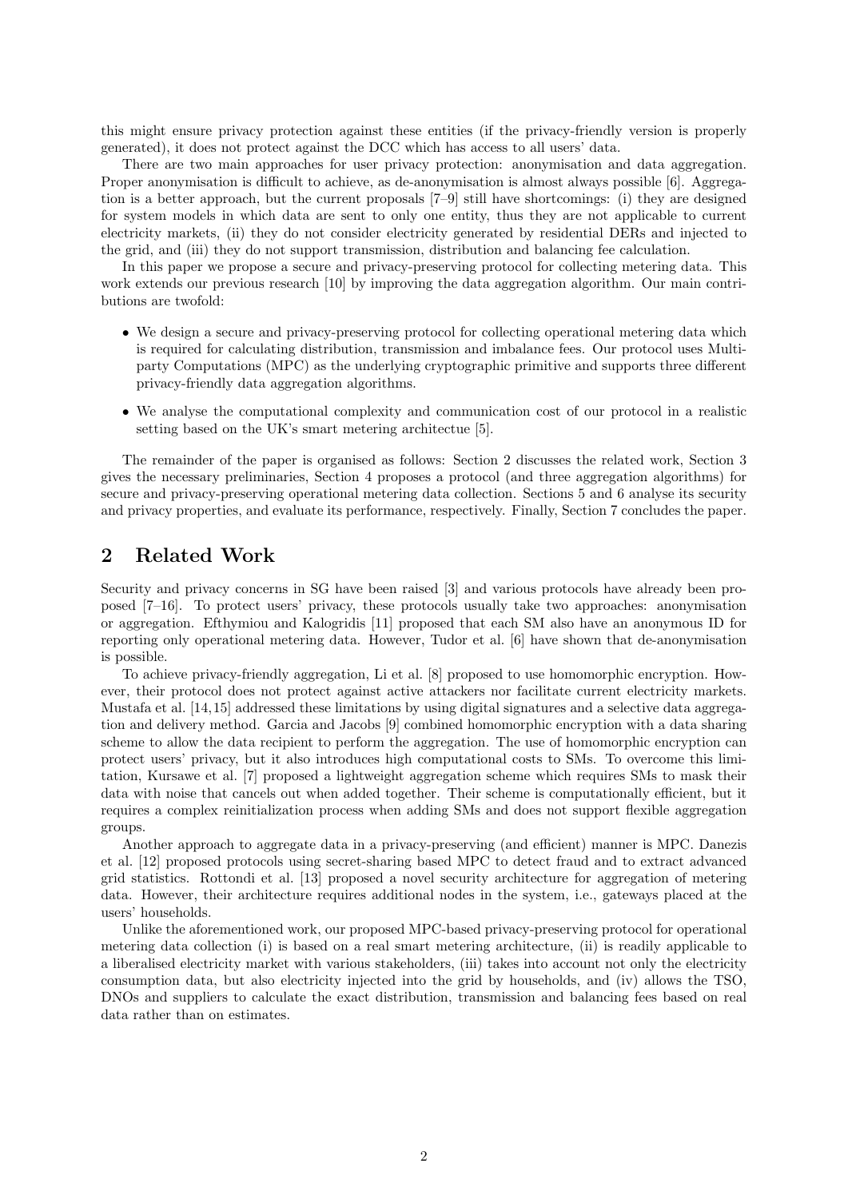this might ensure privacy protection against these entities (if the privacy-friendly version is properly generated), it does not protect against the DCC which has access to all users' data.

There are two main approaches for user privacy protection: anonymisation and data aggregation. Proper anonymisation is difficult to achieve, as de-anonymisation is almost always possible [6]. Aggregation is a better approach, but the current proposals [7–9] still have shortcomings: (i) they are designed for system models in which data are sent to only one entity, thus they are not applicable to current electricity markets, (ii) they do not consider electricity generated by residential DERs and injected to the grid, and (iii) they do not support transmission, distribution and balancing fee calculation.

In this paper we propose a secure and privacy-preserving protocol for collecting metering data. This work extends our previous research [10] by improving the data aggregation algorithm. Our main contributions are twofold:

- We design a secure and privacy-preserving protocol for collecting operational metering data which is required for calculating distribution, transmission and imbalance fees. Our protocol uses Multiparty Computations (MPC) as the underlying cryptographic primitive and supports three different privacy-friendly data aggregation algorithms.
- We analyse the computational complexity and communication cost of our protocol in a realistic setting based on the UK's smart metering architectue [5].

The remainder of the paper is organised as follows: Section 2 discusses the related work, Section 3 gives the necessary preliminaries, Section 4 proposes a protocol (and three aggregation algorithms) for secure and privacy-preserving operational metering data collection. Sections 5 and 6 analyse its security and privacy properties, and evaluate its performance, respectively. Finally, Section 7 concludes the paper.

## 2 Related Work

Security and privacy concerns in SG have been raised [3] and various protocols have already been proposed [7–16]. To protect users' privacy, these protocols usually take two approaches: anonymisation or aggregation. Efthymiou and Kalogridis [11] proposed that each SM also have an anonymous ID for reporting only operational metering data. However, Tudor et al. [6] have shown that de-anonymisation is possible.

To achieve privacy-friendly aggregation, Li et al. [8] proposed to use homomorphic encryption. However, their protocol does not protect against active attackers nor facilitate current electricity markets. Mustafa et al. [14,15] addressed these limitations by using digital signatures and a selective data aggregation and delivery method. Garcia and Jacobs [9] combined homomorphic encryption with a data sharing scheme to allow the data recipient to perform the aggregation. The use of homomorphic encryption can protect users' privacy, but it also introduces high computational costs to SMs. To overcome this limitation, Kursawe et al. [7] proposed a lightweight aggregation scheme which requires SMs to mask their data with noise that cancels out when added together. Their scheme is computationally efficient, but it requires a complex reinitialization process when adding SMs and does not support flexible aggregation groups.

Another approach to aggregate data in a privacy-preserving (and efficient) manner is MPC. Danezis et al. [12] proposed protocols using secret-sharing based MPC to detect fraud and to extract advanced grid statistics. Rottondi et al. [13] proposed a novel security architecture for aggregation of metering data. However, their architecture requires additional nodes in the system, i.e., gateways placed at the users' households.

Unlike the aforementioned work, our proposed MPC-based privacy-preserving protocol for operational metering data collection (i) is based on a real smart metering architecture, (ii) is readily applicable to a liberalised electricity market with various stakeholders, (iii) takes into account not only the electricity consumption data, but also electricity injected into the grid by households, and (iv) allows the TSO, DNOs and suppliers to calculate the exact distribution, transmission and balancing fees based on real data rather than on estimates.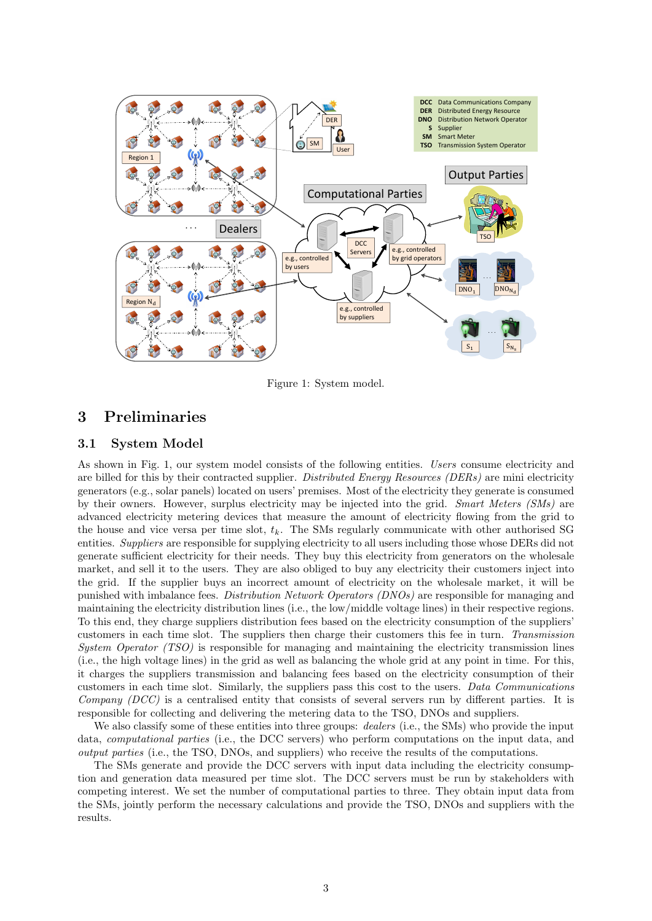Figure 1: System model.

## 3 Preliminaries

### 3.1 System Model

As shown in Fig. 1, our system model consists of the following entities. *Users* consume electricity and are billed for this by their contracted supplier. *Distributed Energy Resources (DERs)* are mini electricity generators (e.g., solar panels) located on users' premises. Most of the electricity they generate is consumed by their owners. However, surplus electricity may be injected into the grid. *Smart Meters (SMs)* are advanced electricity metering devices that measure the amount of electricity flowing from the grid to the house and vice versa per time slot, $t_k$. The SMs regularly communicate with other authorised SG entities. *Suppliers* are responsible for supplying electricity to all users including those whose DERs did not generate sufficient electricity for their needs. They buy this electricity from generators on the wholesale market, and sell it to the users. They are also obliged to buy any electricity their customers inject into the grid. If the supplier buys an incorrect amount of electricity on the wholesale market, it will be punished with imbalance fees. *Distribution Network Operators (DNOs)* are responsible for managing and maintaining the electricity distribution lines (i.e., the low/middle voltage lines) in their respective regions. To this end, they charge suppliers distribution fees based on the electricity consumption of the suppliers' customers in each time slot. The suppliers then charge their customers this fee in turn. *Transmission System Operator (TSO)* is responsible for managing and maintaining the electricity transmission lines (i.e., the high voltage lines) in the grid as well as balancing the whole grid at any point in time. For this, it charges the suppliers transmission and balancing fees based on the electricity consumption of their customers in each time slot. Similarly, the suppliers pass this cost to the users. *Data Communications Company (DCC)* is a centralised entity that consists of several servers run by different parties. It is responsible for collecting and delivering the metering data to the TSO, DNOs and suppliers.

We also classify some of these entities into three groups: *dealers* (i.e., the SMs) who provide the input data, *computational parties* (i.e., the DCC servers) who perform computations on the input data, and *output parties* (i.e., the TSO, DNOs, and suppliers) who receive the results of the computations.

The SMs generate and provide the DCC servers with input data including the electricity consumption and generation data measured per time slot. The DCC servers must be run by stakeholders with competing interest. We set the number of computational parties to three. They obtain input data from the SMs, jointly perform the necessary calculations and provide the TSO, DNOs and suppliers with the results.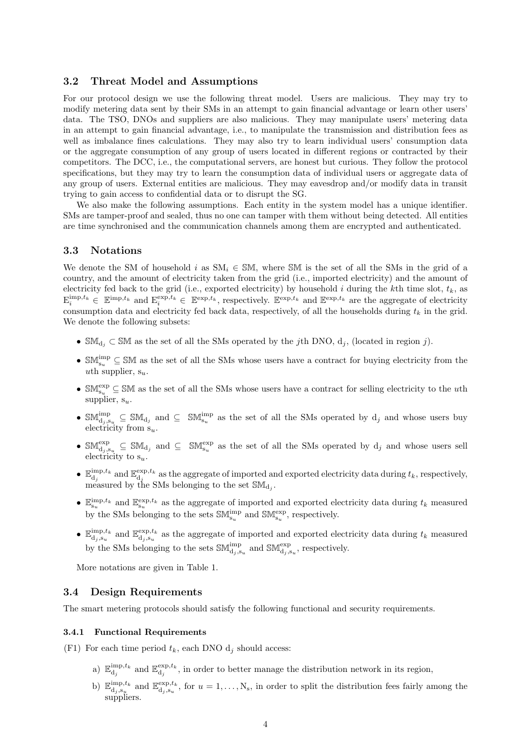### 3.2 Threat Model and Assumptions

For our protocol design we use the following threat model. Users are malicious. They may try to modify metering data sent by their SMs in an attempt to gain financial advantage or learn other users' data. The TSO, DNOs and suppliers are also malicious. They may manipulate users' metering data in an attempt to gain financial advantage, i.e., to manipulate the transmission and distribution fees as well as imbalance fines calculations. They may also try to learn individual users' consumption data or the aggregate consumption of any group of users located in different regions or contracted by their competitors. The DCC, i.e., the computational servers, are honest but curious. They follow the protocol specifications, but they may try to learn the consumption data of individual users or aggregate data of any group of users. External entities are malicious. They may eavesdrop and/or modify data in transit trying to gain access to confidential data or to disrupt the SG.

We also make the following assumptions. Each entity in the system model has a unique identifier. SMs are tamper-proof and sealed, thus no one can tamper with them without being detected. All entities are time synchronised and the communication channels among them are encrypted and authenticated.

### 3.3 Notations

We denote the SM of household $i$ as $\mathrm{SM}_i \in \mathbb{SM}$, where $\mathbb{SM}$ is the set of all the SMs in the grid of a country, and the amount of electricity taken from the grid (i.e., imported electricity) and the amount of electricity fed back to the grid (i.e., exported electricity) by household $i$ during the $k$th time slot, $t_k$, as $\mathrm{E}_i^{\mathrm{imp},t_k} \in \mathbb{E}^{\mathrm{imp},t_k}$ and $\mathrm{E}_i^{\mathrm{exp},t_k} \in \mathbb{E}^{\mathrm{exp},t_k}$, respectively. $\mathbb{E}^{\mathrm{exp},t_k}$ and $\mathbb{E}^{\mathrm{exp},t_k}$ are the aggregate of electricity consumption data and electricity fed back data, respectively, of all the households during $t_k$ in the grid. We denote the following subsets:

- $\mathbb{SM}_{\mathrm{d}_j} \subset \mathbb{SM}$ as the set of all the SMs operated by the $j$th DNO, $\mathrm{d}_j$, (located in region $j$).
- $\mathbb{SM}_{\mathrm{s}_u}^{\mathrm{imp}} \subseteq \mathbb{SM}$ as the set of all the SMs whose users have a contract for buying electricity from the $u$th supplier, $\mathrm{s}_u$.
- $\mathbb{SM}_{\mathrm{s}_u}^{\mathrm{exp}} \subseteq \mathbb{SM}$ as the set of all the SMs whose users have a contract for selling electricity to the $u$th supplier, $\mathrm{s}_u$.
- $\mathbb{SM}_{\mathrm{d}_j,\mathrm{s}_u}^{\mathrm{imp}} \subseteq \mathbb{SM}_{\mathrm{d}_j}$ and $\subseteq \mathbb{SM}_{\mathrm{s}_u}^{\mathrm{imp}}$ as the set of all the SMs operated by $\mathrm{d}_j$ and whose users buy electricity from $\mathrm{s}_u$.
- $\mathbb{SM}_{\mathrm{d}_j,\mathrm{s}_u}^{\mathrm{exp}} \subseteq \mathbb{SM}_{\mathrm{d}_j}$ and $\subseteq \mathbb{SM}_{\mathrm{s}_u}^{\mathrm{exp}}$ as the set of all the SMs operated by $\mathrm{d}_j$ and whose users sell electricity to $\mathrm{s}_u$.
- $\mathbb{E}_{\mathrm{d}_j}^{\mathrm{imp},t_k}$ and $\mathbb{E}_{\mathrm{d}_j}^{\mathrm{exp},t_k}$ as the aggregate of imported and exported electricity data during $t_k$, respectively, measured by the SMs belonging to the set $\mathbb{SM}_{\mathrm{d}_j}$.
- $\mathbb{E}_{\mathrm{s}_u}^{\mathrm{imp},t_k}$ and $\mathbb{E}_{\mathrm{s}_u}^{\mathrm{exp},t_k}$ as the aggregate of imported and exported electricity data during $t_k$ measured by the SMs belonging to the sets $\mathbb{SM}_{\mathrm{s}_u}^{\mathrm{imp}}$ and $\mathbb{SM}_{\mathrm{s}_u}^{\mathrm{exp}}$, respectively.
- $\mathbb{E}_{\mathrm{d}_j,\mathrm{s}_u}^{\mathrm{imp},t_k}$ and $\mathbb{E}_{\mathrm{d}_j,\mathrm{s}_u}^{\mathrm{exp},t_k}$ as the aggregate of imported and exported electricity data during $t_k$ measured by the SMs belonging to the sets $\mathbb{SM}_{\mathrm{d}_j,\mathrm{s}_u}^{\mathrm{imp}}$ and $\mathbb{SM}_{\mathrm{d}_j,\mathrm{s}_u}^{\mathrm{exp}}$, respectively.

More notations are given in Table 1.

### 3.4 Design Requirements

The smart metering protocols should satisfy the following functional and security requirements.

#### 3.4.1 Functional Requirements

(F1) For each time period $t_k$, each DNO $\mathrm{d}_j$ should access:

a) $\mathbb{E}_{\mathrm{d}_j}^{\mathrm{imp},t_k}$ and $\mathbb{E}_{\mathrm{d}_j}^{\mathrm{exp},t_k}$, in order to better manage the distribution network in its region,

b) $\mathbb{E}_{\mathrm{d}_j,\mathrm{s}_u}^{\mathrm{imp},t_k}$ and $\mathbb{E}_{\mathrm{d}_j,\mathrm{s}_u}^{\mathrm{exp},t_k}$, for $u = 1, \ldots, \mathrm{N_s}$, in order to split the distribution fees fairly among the suppliers.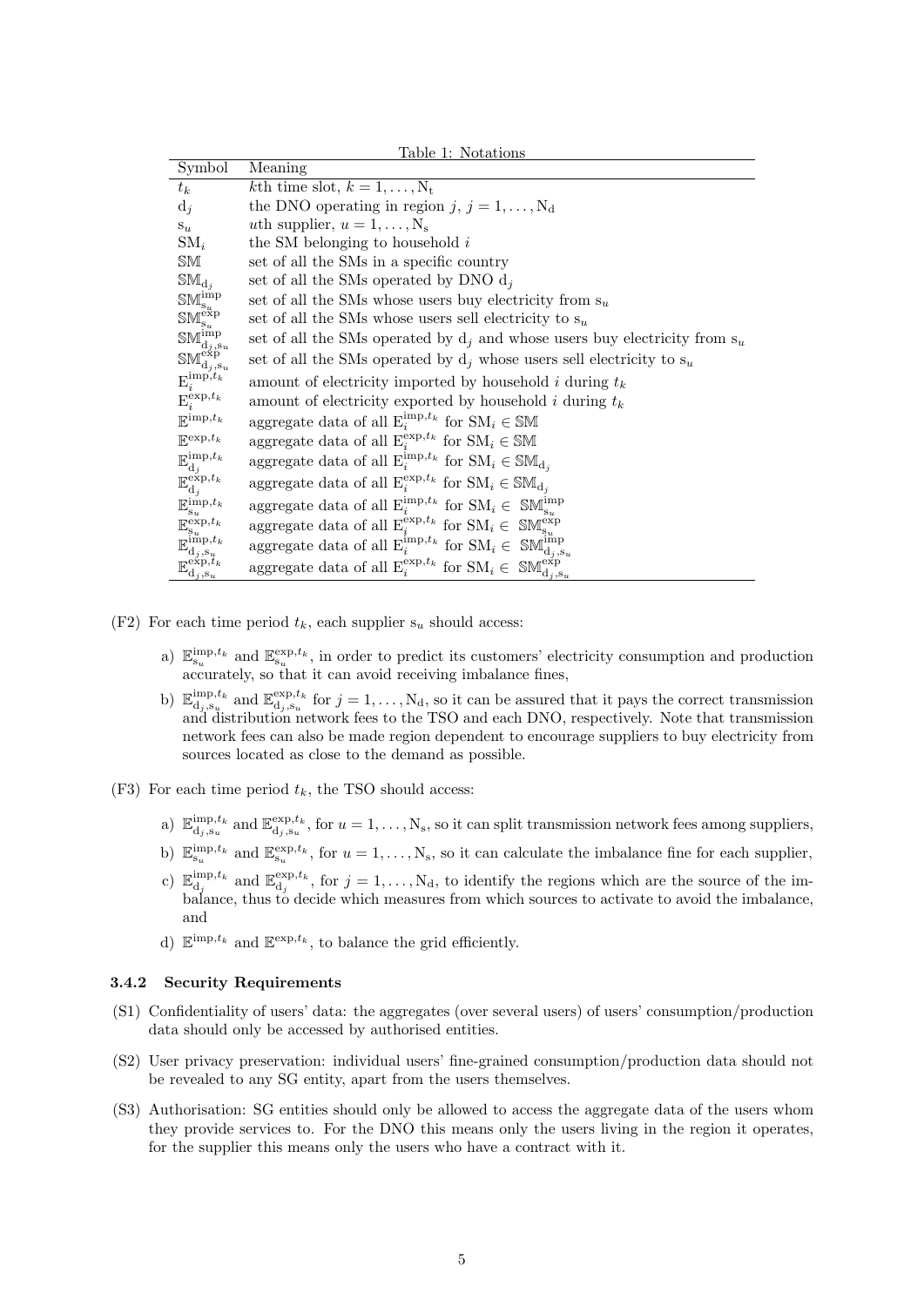Table 1: Notations

| Symbol | Meaning |
|---|---|
| $t_k$ | $k$th time slot, $k = 1, \ldots, \mathrm{N_t}$ |
| $\mathrm{d}_j$ | the DNO operating in region $j$, $j = 1, \ldots, \mathrm{N_d}$ |
| $\mathrm{s}_u$ | $u$th supplier, $u = 1, \ldots, \mathrm{N_s}$ |
| $\mathrm{SM}_i$ | the SM belonging to household $i$ |
| $\mathbb{SM}$ | set of all the SMs in a specific country |
| $\mathbb{SM}_{\mathrm{d}_j}$ | set of all the SMs operated by DNO $\mathrm{d}_j$ |
| $\mathbb{SM}^{\mathrm{imp}}_{\mathrm{s}_u}$ | set of all the SMs whose users buy electricity from $\mathrm{s}_u$ |
| $\mathbb{SM}^{\mathrm{exp}}_{\mathrm{s}_u}$ | set of all the SMs whose users sell electricity to $\mathrm{s}_u$ |
| $\mathbb{SM}^{\mathrm{imp}}_{\mathrm{d}_j,\mathrm{s}_u}$ | set of all the SMs operated by $\mathrm{d}_j$ and whose users buy electricity from $\mathrm{s}_u$ |
| $\mathbb{SM}^{\mathrm{exp}}_{\mathrm{d}_j,\mathrm{s}_u}$ | set of all the SMs operated by $\mathrm{d}_j$ whose users sell electricity to $\mathrm{s}_u$ |
| $\mathrm{E}^{\mathrm{imp},t_k}_i$ | amount of electricity imported by household $i$ during $t_k$ |
| $\mathrm{E}^{\mathrm{exp},t_k}_i$ | amount of electricity exported by household $i$ during $t_k$ |
| $\mathbb{E}^{\mathrm{imp},t_k}$ | aggregate data of all $\mathrm{E}^{\mathrm{imp},t_k}_i$ for $\mathrm{SM}_i \in \mathbb{SM}$ |
| $\mathbb{E}^{\mathrm{exp},t_k}$ | aggregate data of all $\mathrm{E}^{\mathrm{exp},t_k}_i$ for $\mathrm{SM}_i \in \mathbb{SM}$ |
| $\mathbb{E}^{\mathrm{imp},t_k}_{\mathrm{d}_j}$ | aggregate data of all $\mathrm{E}^{\mathrm{imp},t_k}_i$ for $\mathrm{SM}_i \in \mathbb{SM}_{\mathrm{d}_j}$ |
| $\mathbb{E}^{\mathrm{exp},t_k}_{\mathrm{d}_j}$ | aggregate data of all $\mathrm{E}^{\mathrm{exp},t_k}_i$ for $\mathrm{SM}_i \in \mathbb{SM}_{\mathrm{d}_j}$ |
| $\mathbb{E}^{\mathrm{imp},t_k}_{\mathrm{s}_u}$ | aggregate data of all $\mathrm{E}^{\mathrm{imp},t_k}_i$ for $\mathrm{SM}_i \in \mathbb{SM}^{\mathrm{imp}}_{\mathrm{s}_u}$ |
| $\mathbb{E}^{\mathrm{exp},t_k}_{\mathrm{s}_u}$ | aggregate data of all $\mathrm{E}^{\mathrm{exp},t_k}_i$ for $\mathrm{SM}_i \in \mathbb{SM}^{\mathrm{exp}}_{\mathrm{s}_u}$ |
| $\mathbb{E}^{\mathrm{imp},t_k}_{\mathrm{d}_j,\mathrm{s}_u}$ | aggregate data of all $\mathrm{E}^{\mathrm{imp},t_k}_i$ for $\mathrm{SM}_i \in \mathbb{SM}^{\mathrm{imp}}_{\mathrm{d}_j,\mathrm{s}_u}$ |
| $\mathbb{E}^{\mathrm{exp},t_k}_{\mathrm{d}_j,\mathrm{s}_u}$ | aggregate data of all $\mathrm{E}^{\mathrm{exp},t_k}_i$ for $\mathrm{SM}_i \in \mathbb{SM}^{\mathrm{exp}}_{\mathrm{d}_j,\mathrm{s}_u}$ |

(F2) For each time period $t_k$, each supplier $\mathrm{s}_u$ should access:

a) $\mathbb{E}^{\mathrm{imp},t_k}_{\mathrm{s}_u}$ and $\mathbb{E}^{\mathrm{exp},t_k}_{\mathrm{s}_u}$, in order to predict its customers' electricity consumption and production accurately, so that it can avoid receiving imbalance fines,

b) $\mathbb{E}^{\mathrm{imp},t_k}_{\mathrm{d}_j,\mathrm{s}_u}$ and $\mathbb{E}^{\mathrm{exp},t_k}_{\mathrm{d}_j,\mathrm{s}_u}$ for $j = 1, \ldots, \mathrm{N_d}$, so it can be assured that it pays the correct transmission and distribution network fees to the TSO and each DNO, respectively. Note that transmission network fees can also be made region dependent to encourage suppliers to buy electricity from sources located as close to the demand as possible.

(F3) For each time period $t_k$, the TSO should access:

a) $\mathbb{E}^{\mathrm{imp},t_k}_{\mathrm{d}_j,\mathrm{s}_u}$ and $\mathbb{E}^{\mathrm{exp},t_k}_{\mathrm{d}_j,\mathrm{s}_u}$, for $u = 1, \ldots, \mathrm{N_s}$, so it can split transmission network fees among suppliers,

b) $\mathbb{E}^{\mathrm{imp},t_k}_{\mathrm{s}_u}$ and $\mathbb{E}^{\mathrm{exp},t_k}_{\mathrm{s}_u}$, for $u = 1, \ldots, \mathrm{N_s}$, so it can calculate the imbalance fine for each supplier,

c) $\mathbb{E}^{\mathrm{imp},t_k}_{\mathrm{d}_j}$ and $\mathbb{E}^{\mathrm{exp},t_k}_{\mathrm{d}_j}$, for $j = 1, \ldots, \mathrm{N_d}$, to identify the regions which are the source of the imbalance, thus to decide which measures from which sources to activate to avoid the imbalance, and

d) $\mathbb{E}^{\mathrm{imp},t_k}$ and $\mathbb{E}^{\mathrm{exp},t_k}$, to balance the grid efficiently.

### 3.4.2 Security Requirements

(S1) Confidentiality of users' data: the aggregates (over several users) of users' consumption/production data should only be accessed by authorised entities.

(S2) User privacy preservation: individual users' fine-grained consumption/production data should not be revealed to any SG entity, apart from the users themselves.

(S3) Authorisation: SG entities should only be allowed to access the aggregate data of the users whom they provide services to. For the DNO this means only the users living in the region it operates, for the supplier this means only the users who have a contract with it.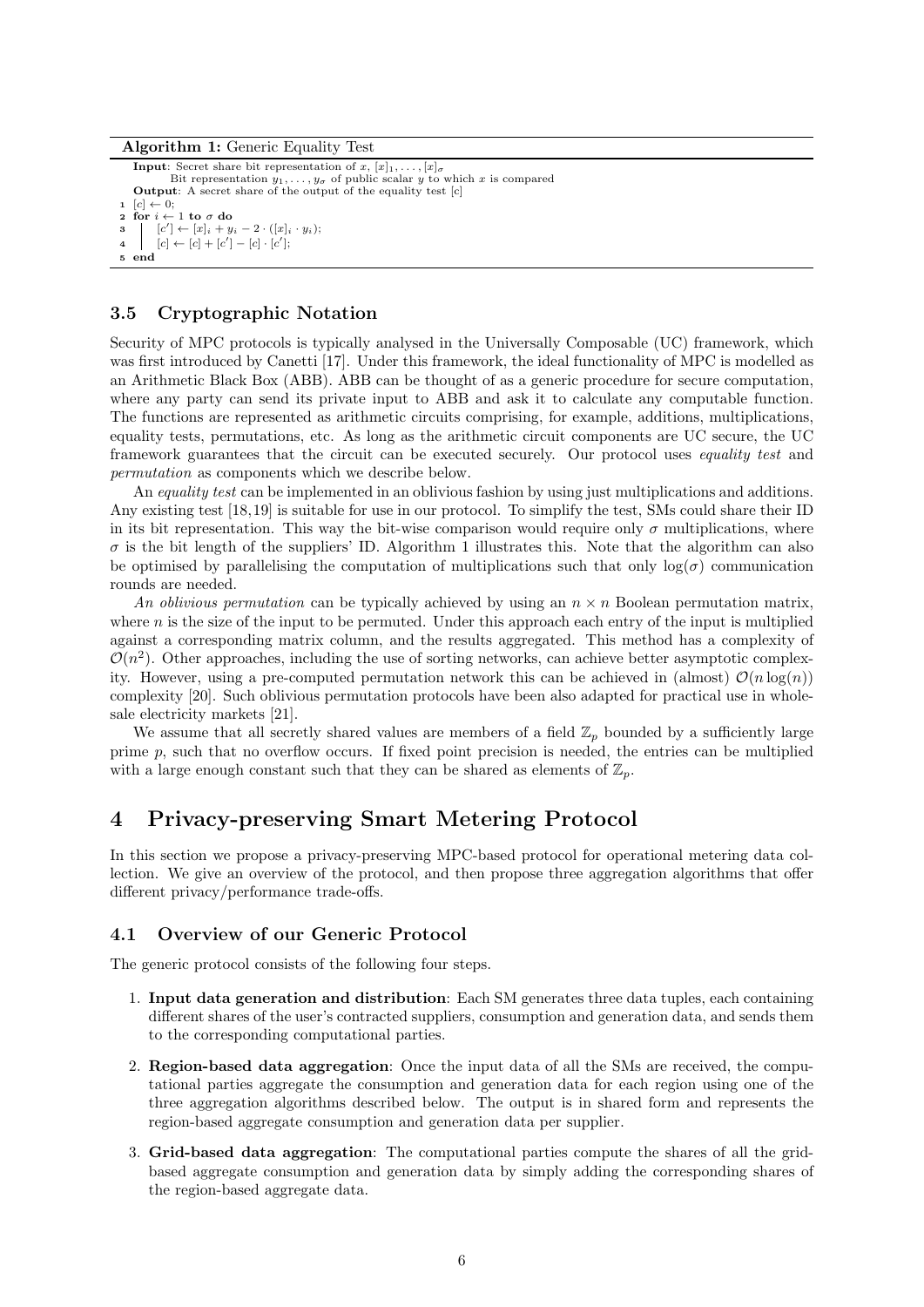**Algorithm 1:** Generic Equality Test

```
Input: Secret share bit representation of x, [x]_1, ..., [x]_σ
       Bit representation y_1, ..., y_σ of public scalar y to which x is compared
Output: A secret share of the output of the equality test [c]
1 [c] ← 0;
2 for i ← 1 to σ do
3 |   [c'] ← [x]_i + y_i − 2 · ([x]_i · y_i);
4 |   [c] ← [c] + [c'] − [c] · [c'];
5 end
```

### 3.5 Cryptographic Notation

Security of MPC protocols is typically analysed in the Universally Composable (UC) framework, which was first introduced by Canetti [17]. Under this framework, the ideal functionality of MPC is modelled as an Arithmetic Black Box (ABB). ABB can be thought of as a generic procedure for secure computation, where any party can send its private input to ABB and ask it to calculate any computable function. The functions are represented as arithmetic circuits comprising, for example, additions, multiplications, equality tests, permutations, etc. As long as the arithmetic circuit components are UC secure, the UC framework guarantees that the circuit can be executed securely. Our protocol uses *equality test* and *permutation* as components which we describe below.

An *equality test* can be implemented in an oblivious fashion by using just multiplications and additions. Any existing test [18,19] is suitable for use in our protocol. To simplify the test, SMs could share their ID in its bit representation. This way the bit-wise comparison would require only $\sigma$ multiplications, where $\sigma$ is the bit length of the suppliers' ID. Algorithm 1 illustrates this. Note that the algorithm can also be optimised by parallelising the computation of multiplications such that only $\log(\sigma)$ communication rounds are needed.

*An oblivious permutation* can be typically achieved by using an $n \times n$ Boolean permutation matrix, where $n$ is the size of the input to be permuted. Under this approach each entry of the input is multiplied against a corresponding matrix column, and the results aggregated. This method has a complexity of $\mathcal{O}(n^2)$. Other approaches, including the use of sorting networks, can achieve better asymptotic complexity. However, using a pre-computed permutation network this can be achieved in (almost) $\mathcal{O}(n \log(n))$ complexity [20]. Such oblivious permutation protocols have been also adapted for practical use in wholesale electricity markets [21].

We assume that all secretly shared values are members of a field $\mathbb{Z}_p$ bounded by a sufficiently large prime $p$, such that no overflow occurs. If fixed point precision is needed, the entries can be multiplied with a large enough constant such that they can be shared as elements of $\mathbb{Z}_p$.

## 4 Privacy-preserving Smart Metering Protocol

In this section we propose a privacy-preserving MPC-based protocol for operational metering data collection. We give an overview of the protocol, and then propose three aggregation algorithms that offer different privacy/performance trade-offs.

### 4.1 Overview of our Generic Protocol

The generic protocol consists of the following four steps.

1. **Input data generation and distribution**: Each SM generates three data tuples, each containing different shares of the user's contracted suppliers, consumption and generation data, and sends them to the corresponding computational parties.
2. **Region-based data aggregation**: Once the input data of all the SMs are received, the computational parties aggregate the consumption and generation data for each region using one of the three aggregation algorithms described below. The output is in shared form and represents the region-based aggregate consumption and generation data per supplier.
3. **Grid-based data aggregation**: The computational parties compute the shares of all the grid-based aggregate consumption and generation data by simply adding the corresponding shares of the region-based aggregate data.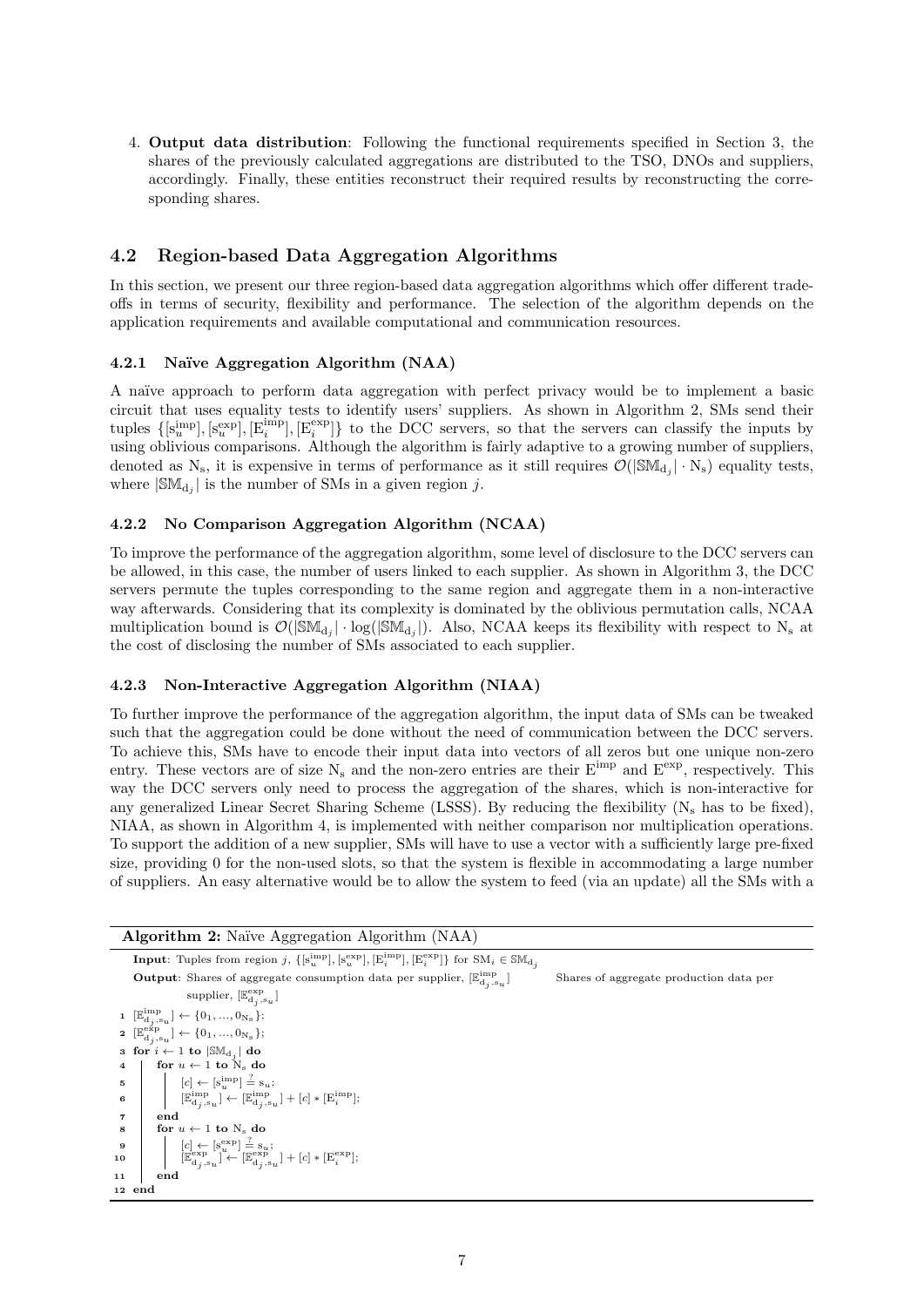4. **Output data distribution**: Following the functional requirements specified in Section 3, the shares of the previously calculated aggregations are distributed to the TSO, DNOs and suppliers, accordingly. Finally, these entities reconstruct their required results by reconstructing the corresponding shares.

## 4.2 Region-based Data Aggregation Algorithms

In this section, we present our three region-based data aggregation algorithms which offer different trade-offs in terms of security, flexibility and performance. The selection of the algorithm depends on the application requirements and available computational and communication resources.

### 4.2.1 Naïve Aggregation Algorithm (NAA)

A naïve approach to perform data aggregation with perfect privacy would be to implement a basic circuit that uses equality tests to identify users' suppliers. As shown in Algorithm 2, SMs send their tuples $\{[\mathrm{s}_u^{\mathrm{imp}}], [\mathrm{s}_u^{\mathrm{exp}}], [\mathrm{E}_i^{\mathrm{imp}}], [\mathrm{E}_i^{\mathrm{exp}}]\}$ to the DCC servers, so that the servers can classify the inputs by using oblivious comparisons. Although the algorithm is fairly adaptive to a growing number of suppliers, denoted as $\mathrm{N_s}$, it is expensive in terms of performance as it still requires $\mathcal{O}(|\mathbb{SM}_{\mathrm{d}_j}| \cdot \mathrm{N_s})$ equality tests, where $|\mathbb{SM}_{\mathrm{d}_j}|$ is the number of SMs in a given region $j$.

### 4.2.2 No Comparison Aggregation Algorithm (NCAA)

To improve the performance of the aggregation algorithm, some level of disclosure to the DCC servers can be allowed, in this case, the number of users linked to each supplier. As shown in Algorithm 3, the DCC servers permute the tuples corresponding to the same region and aggregate them in a non-interactive way afterwards. Considering that its complexity is dominated by the oblivious permutation calls, NCAA multiplication bound is $\mathcal{O}(|\mathbb{SM}_{\mathrm{d}_j}| \cdot \log(|\mathbb{SM}_{\mathrm{d}_j}|)$. Also, NCAA keeps its flexibility with respect to $\mathrm{N_s}$ at the cost of disclosing the number of SMs associated to each supplier.

### 4.2.3 Non-Interactive Aggregation Algorithm (NIAA)

To further improve the performance of the aggregation algorithm, the input data of SMs can be tweaked such that the aggregation could be done without the need of communication between the DCC servers. To achieve this, SMs have to encode their input data into vectors of all zeros but one unique non-zero entry. These vectors are of size $\mathrm{N_s}$ and the non-zero entries are their $\mathrm{E}^{\mathrm{imp}}$ and $\mathrm{E}^{\mathrm{exp}}$, respectively. This way the DCC servers only need to process the aggregation of the shares, which is non-interactive for any generalized Linear Secret Sharing Scheme (LSSS). By reducing the flexibility ($\mathrm{N_s}$ has to be fixed), NIAA, as shown in Algorithm 4, is implemented with neither comparison nor multiplication operations. To support the addition of a new supplier, SMs will have to use a vector with a sufficiently large pre-fixed size, providing 0 for the non-used slots, so that the system is flexible in accommodating a large number of suppliers. An easy alternative would be to allow the system to feed (via an update) all the SMs with a

**Algorithm 2:** Naïve Aggregation Algorithm (NAA)

**Input**: Tuples from region $j$, $\{[\mathrm{s}_u^{\mathrm{imp}}], [\mathrm{s}_u^{\mathrm{exp}}], [\mathrm{E}_i^{\mathrm{imp}}], [\mathrm{E}_i^{\mathrm{exp}}]\}$ for $\mathrm{SM}_i \in \mathbb{SM}_{\mathrm{d}_j}$

**Output**: Shares of aggregate consumption data per supplier, $[\mathbb{E}_{\mathrm{d}_j,\mathrm{s}_u}^{\mathrm{imp}}]$ Shares of aggregate production data per supplier, $[\mathbb{E}_{\mathrm{d}_j,\mathrm{s}_u}^{\mathrm{exp}}]$

1. $[\mathbb{E}_{\mathrm{d}_j,\mathrm{s}_u}^{\mathrm{imp}}] \leftarrow \{0_1, ..., 0_{\mathrm{N_s}}\}$;
2. $[\mathbb{E}_{\mathrm{d}_j,\mathrm{s}_u}^{\mathrm{exp}}] \leftarrow \{0_1, ..., 0_{\mathrm{N_s}}\}$;
3. **for** $i \leftarrow 1$ **to** $|\mathbb{SM}_{\mathrm{d}_j}|$ **do**
4. &nbsp;&nbsp;&nbsp;&nbsp;**for** $u \leftarrow 1$ **to** $\mathrm{N_s}$ **do**
5. &nbsp;&nbsp;&nbsp;&nbsp;&nbsp;&nbsp;&nbsp;&nbsp;$[c] \leftarrow [\mathrm{s}_u^{\mathrm{imp}}] \stackrel{?}{=} \mathrm{s}_u$;
6. &nbsp;&nbsp;&nbsp;&nbsp;&nbsp;&nbsp;&nbsp;&nbsp;$[\mathbb{E}_{\mathrm{d}_j,\mathrm{s}_u}^{\mathrm{imp}}] \leftarrow [\mathbb{E}_{\mathrm{d}_j,\mathrm{s}_u}^{\mathrm{imp}}] + [c] * [\mathrm{E}_i^{\mathrm{imp}}]$;
7. &nbsp;&nbsp;&nbsp;&nbsp;**end**
8. &nbsp;&nbsp;&nbsp;&nbsp;**for** $u \leftarrow 1$ **to** $\mathrm{N_s}$ **do**
9. &nbsp;&nbsp;&nbsp;&nbsp;&nbsp;&nbsp;&nbsp;&nbsp;$[c] \leftarrow [\mathrm{s}_u^{\mathrm{exp}}] \stackrel{?}{=} \mathrm{s}_u$;
10. &nbsp;&nbsp;&nbsp;&nbsp;&nbsp;&nbsp;&nbsp;&nbsp;$[\mathbb{E}_{\mathrm{d}_j,\mathrm{s}_u}^{\mathrm{exp}}] \leftarrow [\mathbb{E}_{\mathrm{d}_j,\mathrm{s}_u}^{\mathrm{exp}}] + [c] * [\mathrm{E}_i^{\mathrm{exp}}]$;
11. &nbsp;&nbsp;&nbsp;&nbsp;**end**
12. **end**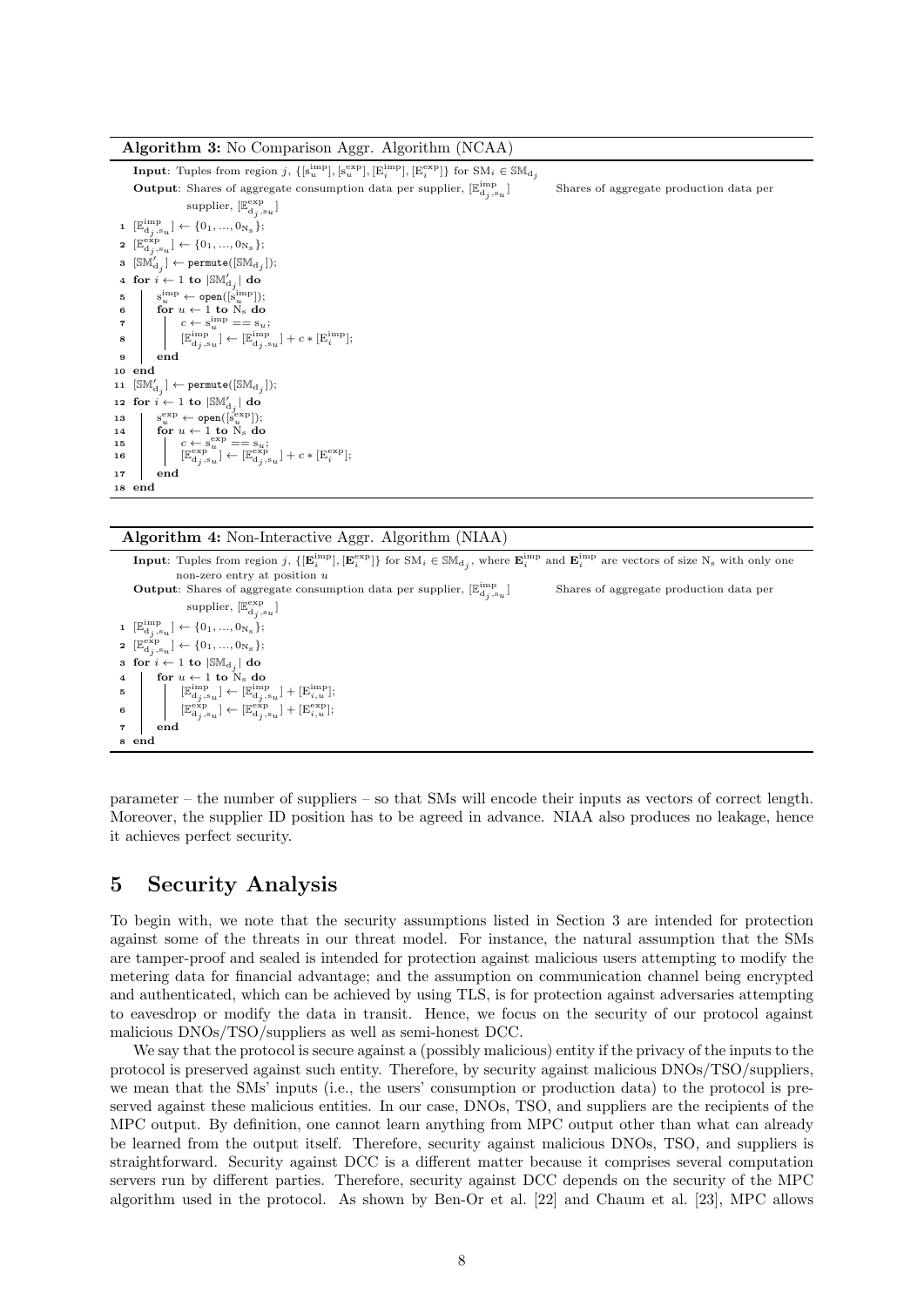**Algorithm 3:** No Comparison Aggr. Algorithm (NCAA)

**Input**: Tuples from region $j$, $\{[\mathrm{s}_u^{\mathrm{imp}}], [\mathrm{s}_u^{\mathrm{exp}}], [\mathrm{E}_i^{\mathrm{imp}}], [\mathrm{E}_i^{\mathrm{exp}}]\}$ for $\mathrm{SM}_i \in \mathbb{SM}_{\mathrm{d}_j}$

**Output**: Shares of aggregate consumption data per supplier, $[\mathbb{E}_{\mathrm{d}_j,\mathrm{s}_u}^{\mathrm{imp}}]$ Shares of aggregate production data per supplier, $[\mathbb{E}_{\mathrm{d}_j,\mathrm{s}_u}^{\mathrm{exp}}]$

```
1  [E^imp_{d_j,s_u}] ← {0_1, ..., 0_{N_s}};
2  [E^exp_{d_j,s_u}] ← {0_1, ..., 0_{N_s}};
3  [SM'_{d_j}] ← permute([SM_{d_j}]);
4  for i ← 1 to |SM'_{d_j}| do
5      s^imp_u ← open([s^imp_u]);
6      for u ← 1 to N_s do
7          c ← s^imp_u == s_u;
8          [E^imp_{d_j,s_u}] ← [E^imp_{d_j,s_u}] + c * [E^imp_i];
9      end
10 end
11 [SM'_{d_j}] ← permute([SM_{d_j}]);
12 for i ← 1 to |SM'_{d_j}| do
13     s^exp_u ← open([s^exp_u]);
14     for u ← 1 to N_s do
15         c ← s^exp_u == s_u;
16         [E^exp_{d_j,s_u}] ← [E^exp_{d_j,s_u}] + c * [E^exp_i];
17     end
18 end
```

**Algorithm 4:** Non-Interactive Aggr. Algorithm (NIAA)

**Input**: Tuples from region $j$, $\{[\mathbf{E}_i^{\mathrm{imp}}], [\mathbf{E}_i^{\mathrm{exp}}]\}$ for $\mathrm{SM}_i \in \mathbb{SM}_{\mathrm{d}_j}$, where $\mathbf{E}_i^{\mathrm{imp}}$ and $\mathbf{E}_i^{\mathrm{imp}}$ are vectors of size $\mathrm{N_s}$ with only one non-zero entry at position $u$

**Output**: Shares of aggregate consumption data per supplier, $[\mathbb{E}_{\mathrm{d}_j,\mathrm{s}_u}^{\mathrm{imp}}]$ Shares of aggregate production data per supplier, $[\mathbb{E}_{\mathrm{d}_j,\mathrm{s}_u}^{\mathrm{exp}}]$

```
1  [E^imp_{d_j,s_u}] ← {0_1, ..., 0_{N_s}};
2  [E^exp_{d_j,s_u}] ← {0_1, ..., 0_{N_s}};
3  for i ← 1 to |SM_{d_j}| do
4      for u ← 1 to N_s do
5          [E^imp_{d_j,s_u}] ← [E^imp_{d_j,s_u}] + [E^imp_{i,u}];
6          [E^exp_{d_j,s_u}] ← [E^exp_{d_j,s_u}] + [E^exp_{i,u}];
7      end
8  end
```

parameter – the number of suppliers – so that SMs will encode their inputs as vectors of correct length. Moreover, the supplier ID position has to be agreed in advance. NIAA also produces no leakage, hence it achieves perfect security.

## 5 Security Analysis

To begin with, we note that the security assumptions listed in Section 3 are intended for protection against some of the threats in our threat model. For instance, the natural assumption that the SMs are tamper-proof and sealed is intended for protection against malicious users attempting to modify the metering data for financial advantage; and the assumption on communication channel being encrypted and authenticated, which can be achieved by using TLS, is for protection against adversaries attempting to eavesdrop or modify the data in transit. Hence, we focus on the security of our protocol against malicious DNOs/TSO/suppliers as well as semi-honest DCC.

We say that the protocol is secure against a (possibly malicious) entity if the privacy of the inputs to the protocol is preserved against such entity. Therefore, by security against malicious DNOs/TSO/suppliers, we mean that the SMs' inputs (i.e., the users' consumption or production data) to the protocol is preserved against these malicious entities. In our case, DNOs, TSO, and suppliers are the recipients of the MPC output. By definition, one cannot learn anything from MPC output other than what can already be learned from the output itself. Therefore, security against malicious DNOs, TSO, and suppliers is straightforward. Security against DCC is a different matter because it comprises several computation servers run by different parties. Therefore, security against DCC depends on the security of the MPC algorithm used in the protocol. As shown by Ben-Or et al. [22] and Chaum et al. [23], MPC allows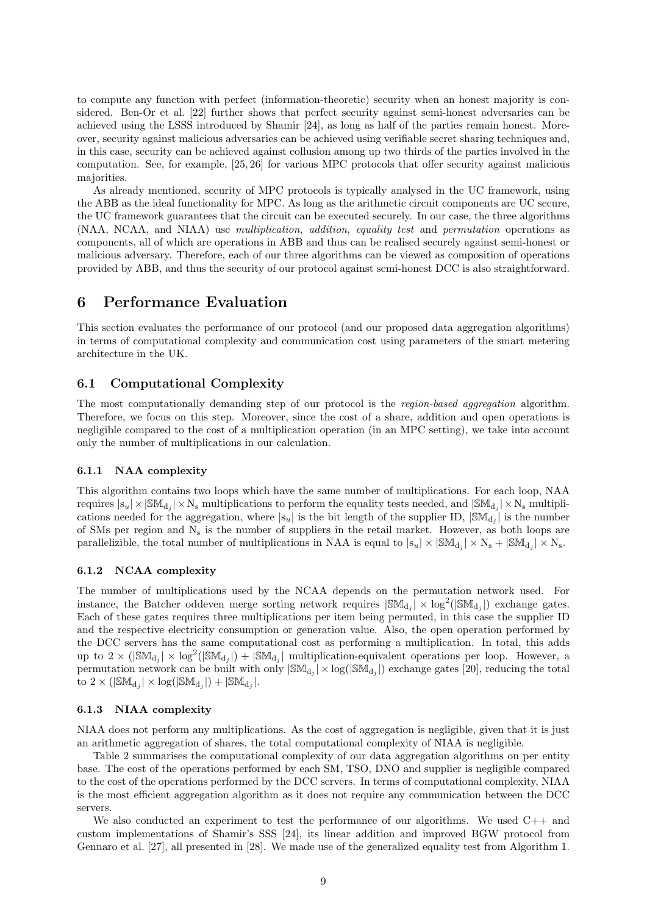to compute any function with perfect (information-theoretic) security when an honest majority is considered. Ben-Or et al. [22] further shows that perfect security against semi-honest adversaries can be achieved using the LSSS introduced by Shamir [24], as long as half of the parties remain honest. Moreover, security against malicious adversaries can be achieved using verifiable secret sharing techniques and, in this case, security can be achieved against collusion among up two thirds of the parties involved in the computation. See, for example, [25, 26] for various MPC protocols that offer security against malicious majorities.

As already mentioned, security of MPC protocols is typically analysed in the UC framework, using the ABB as the ideal functionality for MPC. As long as the arithmetic circuit components are UC secure, the UC framework guarantees that the circuit can be executed securely. In our case, the three algorithms (NAA, NCAA, and NIAA) use *multiplication*, *addition*, *equality test* and *permutation* operations as components, all of which are operations in ABB and thus can be realised securely against semi-honest or malicious adversary. Therefore, each of our three algorithms can be viewed as composition of operations provided by ABB, and thus the security of our protocol against semi-honest DCC is also straightforward.

# 6 Performance Evaluation

This section evaluates the performance of our protocol (and our proposed data aggregation algorithms) in terms of computational complexity and communication cost using parameters of the smart metering architecture in the UK.

## 6.1 Computational Complexity

The most computationally demanding step of our protocol is the *region-based aggregation* algorithm. Therefore, we focus on this step. Moreover, since the cost of a share, addition and open operations is negligible compared to the cost of a multiplication operation (in an MPC setting), we take into account only the number of multiplications in our calculation.

### 6.1.1 NAA complexity

This algorithm contains two loops which have the same number of multiplications. For each loop, NAA requires $|\mathrm{s}_u| \times |\mathbb{SM}_{\mathrm{d}_j}| \times \mathrm{N_s}$ multiplications to perform the equality tests needed, and $|\mathbb{SM}_{\mathrm{d}_j}| \times \mathrm{N_s}$ multiplications needed for the aggregation, where $|\mathrm{s}_u|$ is the bit length of the supplier ID, $|\mathbb{SM}_{\mathrm{d}_j}|$ is the number of SMs per region and $\mathrm{N_s}$ is the number of suppliers in the retail market. However, as both loops are parallelizible, the total number of multiplications in NAA is equal to $|\mathrm{s}_u| \times |\mathbb{SM}_{\mathrm{d}_j}| \times \mathrm{N_s} + |\mathbb{SM}_{\mathrm{d}_j}| \times \mathrm{N_s}$.

### 6.1.2 NCAA complexity

The number of multiplications used by the NCAA depends on the permutation network used. For instance, the Batcher oddeven merge sorting network requires $|\mathbb{SM}_{\mathrm{d}_j}| \times \log^2(|\mathbb{SM}_{\mathrm{d}_j}|)$ exchange gates. Each of these gates requires three multiplications per item being permuted, in this case the supplier ID and the respective electricity consumption or generation value. Also, the open operation performed by the DCC servers has the same computational cost as performing a multiplication. In total, this adds up to $2 \times (|\mathbb{SM}_{\mathrm{d}_j}| \times \log^2(|\mathbb{SM}_{\mathrm{d}_j}|) + |\mathbb{SM}_{\mathrm{d}_j}|$ multiplication-equivalent operations per loop. However, a permutation network can be built with only $|\mathbb{SM}_{\mathrm{d}_j}| \times \log(|\mathbb{SM}_{\mathrm{d}_j}|)$ exchange gates [20], reducing the total to $2 \times (|\mathbb{SM}_{\mathrm{d}_j}| \times \log(|\mathbb{SM}_{\mathrm{d}_j}|) + |\mathbb{SM}_{\mathrm{d}_j}|$.

### 6.1.3 NIAA complexity

NIAA does not perform any multiplications. As the cost of aggregation is negligible, given that it is just an arithmetic aggregation of shares, the total computational complexity of NIAA is negligible.

Table 2 summarises the computational complexity of our data aggregation algorithms on per entity base. The cost of the operations performed by each SM, TSO, DNO and supplier is negligible compared to the cost of the operations performed by the DCC servers. In terms of computational complexity, NIAA is the most efficient aggregation algorithm as it does not require any communication between the DCC servers.

We also conducted an experiment to test the performance of our algorithms. We used C++ and custom implementations of Shamir's SSS [24], its linear addition and improved BGW protocol from Gennaro et al. [27], all presented in [28]. We made use of the generalized equality test from Algorithm 1.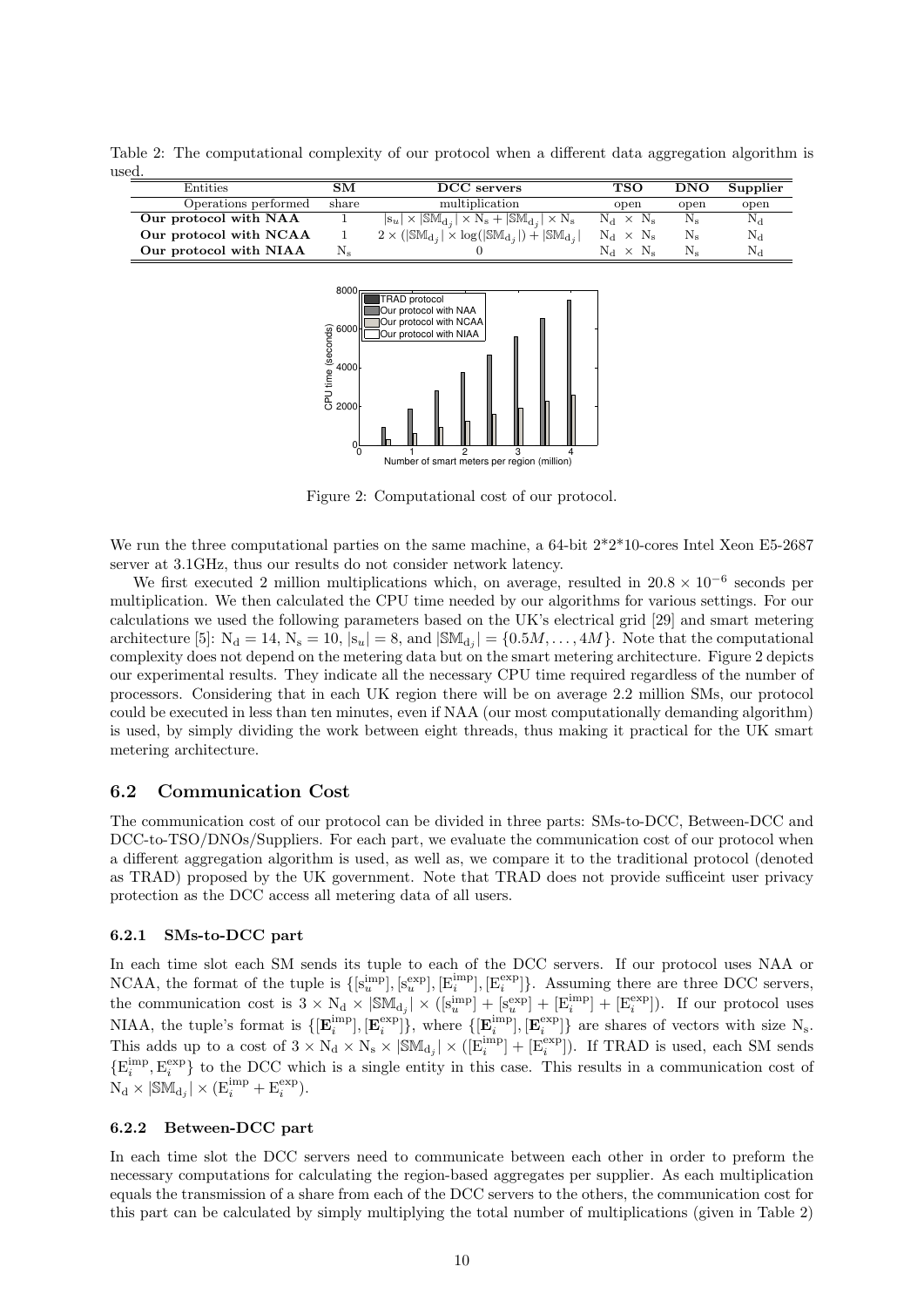Table 2: The computational complexity of our protocol when a different data aggregation algorithm is used.

| Entities | SM | DCC servers | TSO | DNO | Supplier |
|---|---|---|---|---|---|
| Operations performed | share | multiplication | open | open | open |
| **Our protocol with NAA** | 1 | $\|s_u\| \times \|\mathbb{SM}_{d_j}\| \times N_s + \|\mathbb{SM}_{d_j}\| \times N_s$ | $N_d \times N_s$ | $N_s$ | $N_d$ |
| **Our protocol with NCAA** | 1 | $2 \times (\|\mathbb{SM}_{d_j}\| \times \log(\|\mathbb{SM}_{d_j}\|) + \|\mathbb{SM}_{d_j}\|$ | $N_d \times N_s$ | $N_s$ | $N_d$ |
| **Our protocol with NIAA** | $N_s$ | 0 | $N_d \times N_s$ | $N_s$ | $N_d$ |

Figure 2: Computational cost of our protocol.

We run the three computational parties on the same machine, a 64-bit 2\*2\*10-cores Intel Xeon E5-2687 server at 3.1GHz, thus our results do not consider network latency.

We first executed 2 million multiplications which, on average, resulted in $20.8 \times 10^{-6}$ seconds per multiplication. We then calculated the CPU time needed by our algorithms for various settings. For our calculations we used the following parameters based on the UK's electrical grid [29] and smart metering architecture [5]: $N_d = 14$, $N_s = 10$, $|s_u| = 8$, and $|\mathbb{SM}_{d_j}| = \{0.5M, \ldots, 4M\}$. Note that the computational complexity does not depend on the metering data but on the smart metering architecture. Figure 2 depicts our experimental results. They indicate all the necessary CPU time required regardless of the number of processors. Considering that in each UK region there will be on average 2.2 million SMs, our protocol could be executed in less than ten minutes, even if NAA (our most computationally demanding algorithm) is used, by simply dividing the work between eight threads, thus making it practical for the UK smart metering architecture.

## 6.2 Communication Cost

The communication cost of our protocol can be divided in three parts: SMs-to-DCC, Between-DCC and DCC-to-TSO/DNOs/Suppliers. For each part, we evaluate the communication cost of our protocol when a different aggregation algorithm is used, as well as, we compare it to the traditional protocol (denoted as TRAD) proposed by the UK government. Note that TRAD does not provide sufficeint user privacy protection as the DCC access all metering data of all users.

### 6.2.1 SMs-to-DCC part

In each time slot each SM sends its tuple to each of the DCC servers. If our protocol uses NAA or NCAA, the format of the tuple is $\{[s_u^{imp}], [s_u^{exp}], [E_i^{imp}], [E_i^{exp}]\}$. Assuming there are three DCC servers, the communication cost is $3 \times N_d \times |\mathbb{SM}_{d_j}| \times ([s_u^{imp}] + [s_u^{exp}] + [E_i^{imp}] + [E_i^{exp}])$. If our protocol uses NIAA, the tuple's format is $\{[\mathbf{E}_i^{imp}], [\mathbf{E}_i^{exp}]\}$, where $\{[\mathbf{E}_i^{imp}], [\mathbf{E}_i^{exp}]\}$ are shares of vectors with size $N_s$. This adds up to a cost of $3 \times N_d \times N_s \times |\mathbb{SM}_{d_j}| \times ([E_i^{imp}] + [E_i^{exp}])$. If TRAD is used, each SM sends $\{E_i^{imp}, E_i^{exp}\}$ to the DCC which is a single entity in this case. This results in a communication cost of $N_d \times |\mathbb{SM}_{d_j}| \times (E_i^{imp} + E_i^{exp})$.

### 6.2.2 Between-DCC part

In each time slot the DCC servers need to communicate between each other in order to preform the necessary computations for calculating the region-based aggregates per supplier. As each multiplication equals the transmission of a share from each of the DCC servers to the others, the communication cost for this part can be calculated by simply multiplying the total number of multiplications (given in Table 2)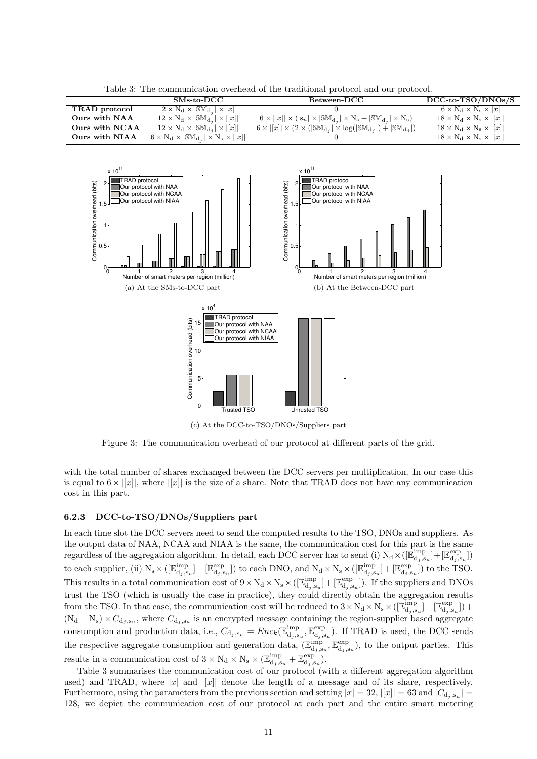Table 3: The communication overhead of the traditional protocol and our protocol.

| | SMs-to-DCC | Between-DCC | DCC-to-TSO/DNOs/S |
|---|---|---|---|
| **TRAD protocol** | $2 \times \mathrm{N_d} \times \lvert\mathbb{SM}_{\mathrm{d}_j}\rvert \times \lvert x\rvert$ | 0 | $6 \times \mathrm{N_d} \times \mathrm{N_s} \times \lvert x\rvert$ |
| **Ours with NAA** | $12 \times \mathrm{N_d} \times \lvert\mathbb{SM}_{\mathrm{d}_j}\rvert \times \lvert[x]\rvert$ | $6 \times \lvert[x]\rvert \times (\lvert \mathrm{s}_u\rvert \times \lvert\mathbb{SM}_{\mathrm{d}_j}\rvert \times \mathrm{N_s} + \lvert\mathbb{SM}_{\mathrm{d}_j}\rvert \times \mathrm{N_s})$ | $18 \times \mathrm{N_d} \times \mathrm{N_s} \times \lvert[x]\rvert$ |
| **Ours with NCAA** | $12 \times \mathrm{N_d} \times \lvert\mathbb{SM}_{\mathrm{d}_j}\rvert \times \lvert[x]\rvert$ | $6 \times \lvert[x]\rvert \times (2 \times (\lvert\mathbb{SM}_{\mathrm{d}_j}\rvert \times \log(\lvert\mathbb{SM}_{\mathrm{d}_j}\rvert) + \lvert\mathbb{SM}_{\mathrm{d}_j}\rvert)$ | $18 \times \mathrm{N_d} \times \mathrm{N_s} \times \lvert[x]\rvert$ |
| **Ours with NIAA** | $6 \times \mathrm{N_d} \times \lvert\mathbb{SM}_{\mathrm{d}_j}\rvert \times \mathrm{N_s} \times \lvert[x]\rvert$ | 0 | $18 \times \mathrm{N_d} \times \mathrm{N_s} \times \lvert[x]\rvert$ |

(a) At the SMs-to-DCC part

(b) At the Between-DCC part

(c) At the DCC-to-TSO/DNOs/Suppliers part

Figure 3: The communication overhead of our protocol at different parts of the grid.

with the total number of shares exchanged between the DCC servers per multiplication. In our case this is equal to $6 \times |[x]|$, where $|[x]|$ is the size of a share. Note that TRAD does not have any communication cost in this part.

### 6.2.3 DCC-to-TSO/DNOs/Suppliers part

In each time slot the DCC servers need to send the computed results to the TSO, DNOs and suppliers. As the output data of NAA, NCAA and NIAA is the same, the communication cost for this part is the same regardless of the aggregation algorithm. In detail, each DCC server has to send (i) $\mathrm{N_d} \times ([\mathbb{E}^{\mathrm{imp}}_{\mathrm{d}_j,\mathrm{s}_u}] + [\mathbb{E}^{\mathrm{exp}}_{\mathrm{d}_j,\mathrm{s}_u}])$ to each supplier, (ii) $\mathrm{N_s} \times ([\mathbb{E}^{\mathrm{imp}}_{\mathrm{d}_j,\mathrm{s}_u}] + [\mathbb{E}^{\mathrm{exp}}_{\mathrm{d}_j,\mathrm{s}_u}])$ to each DNO, and $\mathrm{N_d} \times \mathrm{N_s} \times ([\mathbb{E}^{\mathrm{imp}}_{\mathrm{d}_j,\mathrm{s}_u}] + [\mathbb{E}^{\mathrm{exp}}_{\mathrm{d}_j,\mathrm{s}_u}])$ to the TSO. This results in a total communication cost of $9 \times \mathrm{N_d} \times \mathrm{N_s} \times ([\mathbb{E}^{\mathrm{imp}}_{\mathrm{d}_j,\mathrm{s}_u}] + [\mathbb{E}^{\mathrm{exp}}_{\mathrm{d}_j,\mathrm{s}_u}])$. If the suppliers and DNOs trust the TSO (which is usually the case in practice), they could directly obtain the aggregation results from the TSO. In that case, the communication cost will be reduced to $3 \times \mathrm{N_d} \times \mathrm{N_s} \times ([\mathbb{E}^{\mathrm{imp}}_{\mathrm{d}_j,\mathrm{s}_u}] + [\mathbb{E}^{\mathrm{exp}}_{\mathrm{d}_j,\mathrm{s}_u}]) + (\mathrm{N_d} + \mathrm{N_s}) \times C_{\mathrm{d}_j,\mathrm{s}_u}$, where $C_{\mathrm{d}_j,\mathrm{s}_u}$ is an encrypted message containing the region-supplier based aggregate consumption and production data, i.e., $C_{\mathrm{d}_j,\mathrm{s}_u} = Enc_k(\mathbb{E}^{\mathrm{imp}}_{\mathrm{d}_j,\mathrm{s}_u}, \mathbb{E}^{\mathrm{exp}}_{\mathrm{d}_j,\mathrm{s}_u})$. If TRAD is used, the DCC sends the respective aggregate consumption and generation data, $(\mathbb{E}^{\mathrm{imp}}_{\mathrm{d}_j,\mathrm{s}_u}, \mathbb{E}^{\mathrm{exp}}_{\mathrm{d}_j,\mathrm{s}_u})$, to the output parties. This results in a communication cost of $3 \times \mathrm{N_d} \times \mathrm{N_s} \times (\mathbb{E}^{\mathrm{imp}}_{\mathrm{d}_j,\mathrm{s}_u} + \mathbb{E}^{\mathrm{exp}}_{\mathrm{d}_j,\mathrm{s}_u})$.

Table 3 summarises the communication cost of our protocol (with a different aggregation algorithm used) and TRAD, where $|x|$ and $|[x]|$ denote the length of a message and of its share, respectively. Furthermore, using the parameters from the previous section and setting $|x| = 32$, $|[x]| = 63$ and $|C_{\mathrm{d}_j,\mathrm{s}_u}| = 128$, we depict the communication cost of our protocol at each part and the entire smart metering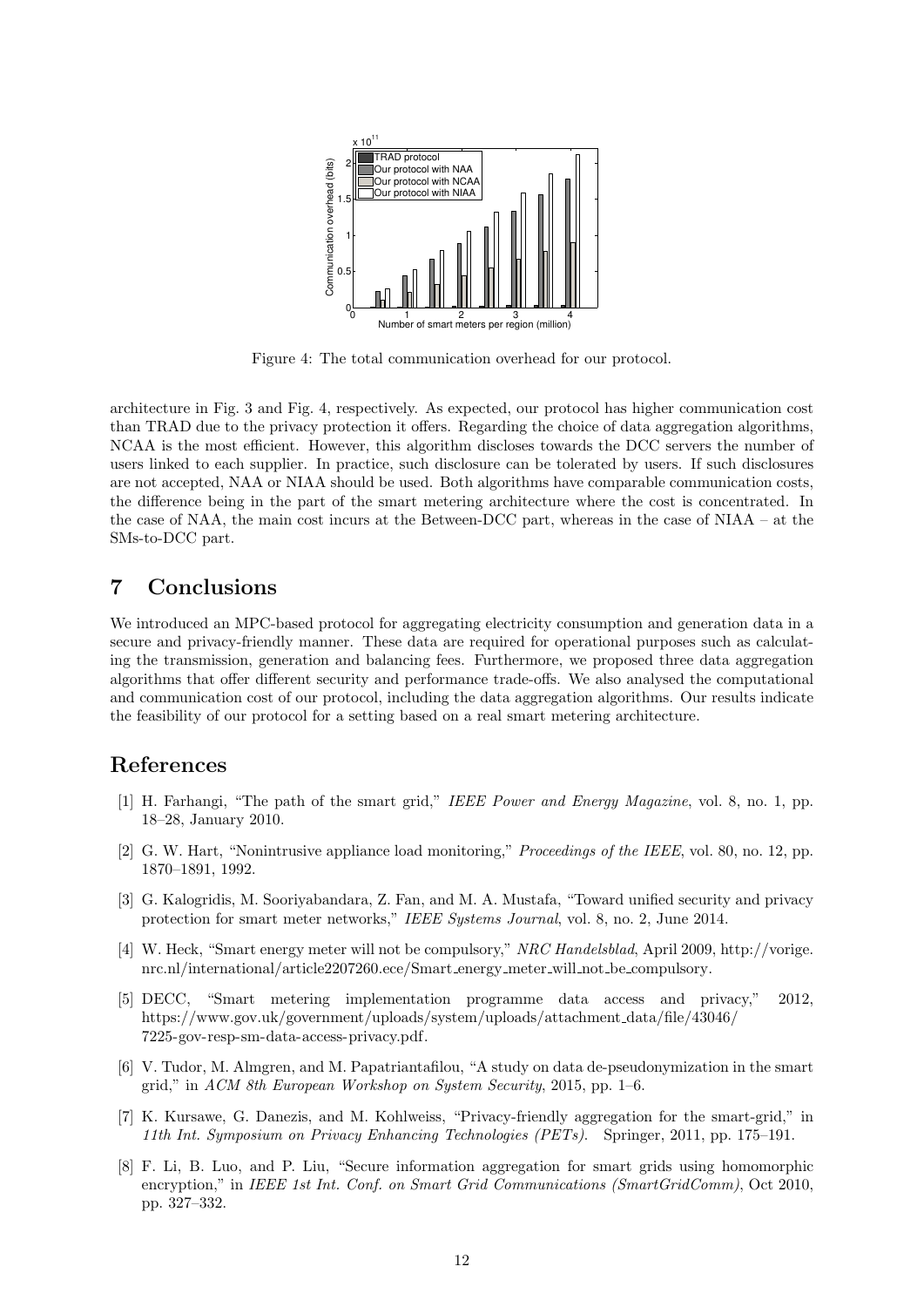Figure 4: The total communication overhead for our protocol.

architecture in Fig. 3 and Fig. 4, respectively. As expected, our protocol has higher communication cost than TRAD due to the privacy protection it offers. Regarding the choice of data aggregation algorithms, NCAA is the most efficient. However, this algorithm discloses towards the DCC servers the number of users linked to each supplier. In practice, such disclosure can be tolerated by users. If such disclosures are not accepted, NAA or NIAA should be used. Both algorithms have comparable communication costs, the difference being in the part of the smart metering architecture where the cost is concentrated. In the case of NAA, the main cost incurs at the Between-DCC part, whereas in the case of NIAA – at the SMs-to-DCC part.

# 7 Conclusions

We introduced an MPC-based protocol for aggregating electricity consumption and generation data in a secure and privacy-friendly manner. These data are required for operational purposes such as calculating the transmission, generation and balancing fees. Furthermore, we proposed three data aggregation algorithms that offer different security and performance trade-offs. We also analysed the computational and communication cost of our protocol, including the data aggregation algorithms. Our results indicate the feasibility of our protocol for a setting based on a real smart metering architecture.

# References

[1] H. Farhangi, "The path of the smart grid," *IEEE Power and Energy Magazine*, vol. 8, no. 1, pp. 18–28, January 2010.

[2] G. W. Hart, "Nonintrusive appliance load monitoring," *Proceedings of the IEEE*, vol. 80, no. 12, pp. 1870–1891, 1992.

[3] G. Kalogridis, M. Sooriyabandara, Z. Fan, and M. A. Mustafa, "Toward unified security and privacy protection for smart meter networks," *IEEE Systems Journal*, vol. 8, no. 2, June 2014.

[4] W. Heck, "Smart energy meter will not be compulsory," *NRC Handelsblad*, April 2009, http://vorige.nrc.nl/international/article2207260.ece/Smart_energy_meter_will_not_be_compulsory.

[5] DECC, "Smart metering implementation programme data access and privacy," 2012, https://www.gov.uk/government/uploads/system/uploads/attachment_data/file/43046/7225-gov-resp-sm-data-access-privacy.pdf.

[6] V. Tudor, M. Almgren, and M. Papatriantafilou, "A study on data de-pseudonymization in the smart grid," in *ACM 8th European Workshop on System Security*, 2015, pp. 1–6.

[7] K. Kursawe, G. Danezis, and M. Kohlweiss, "Privacy-friendly aggregation for the smart-grid," in *11th Int. Symposium on Privacy Enhancing Technologies (PETs)*. Springer, 2011, pp. 175–191.

[8] F. Li, B. Luo, and P. Liu, "Secure information aggregation for smart grids using homomorphic encryption," in *IEEE 1st Int. Conf. on Smart Grid Communications (SmartGridComm)*, Oct 2010, pp. 327–332.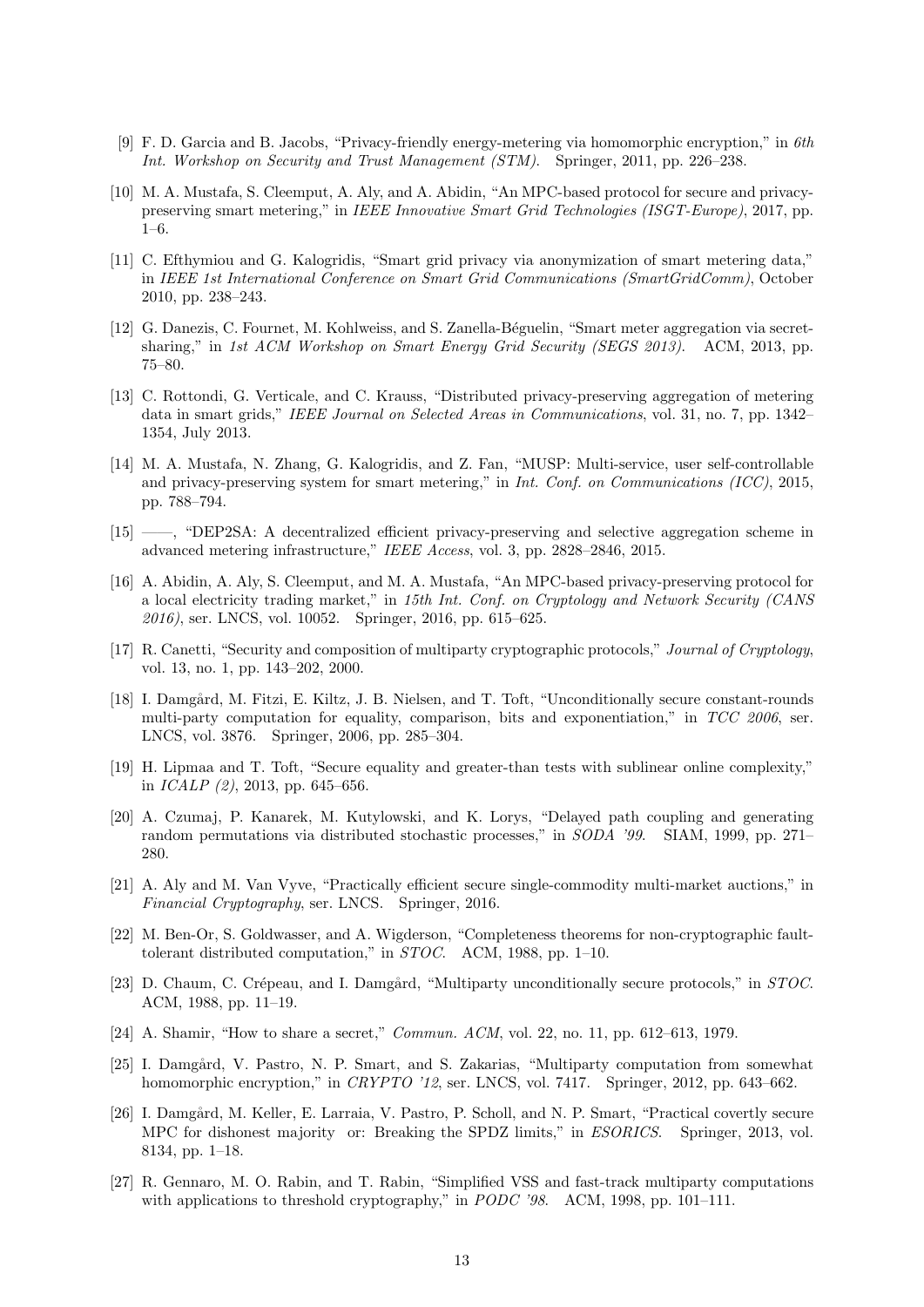[9] F. D. Garcia and B. Jacobs, "Privacy-friendly energy-metering via homomorphic encryption," in *6th Int. Workshop on Security and Trust Management (STM)*. Springer, 2011, pp. 226–238.

[10] M. A. Mustafa, S. Cleemput, A. Aly, and A. Abidin, "An MPC-based protocol for secure and privacy-preserving smart metering," in *IEEE Innovative Smart Grid Technologies (ISGT-Europe)*, 2017, pp. 1–6.

[11] C. Efthymiou and G. Kalogridis, "Smart grid privacy via anonymization of smart metering data," in *IEEE 1st International Conference on Smart Grid Communications (SmartGridComm)*, October 2010, pp. 238–243.

[12] G. Danezis, C. Fournet, M. Kohlweiss, and S. Zanella-Béguelin, "Smart meter aggregation via secret-sharing," in *1st ACM Workshop on Smart Energy Grid Security (SEGS 2013)*. ACM, 2013, pp. 75–80.

[13] C. Rottondi, G. Verticale, and C. Krauss, "Distributed privacy-preserving aggregation of metering data in smart grids," *IEEE Journal on Selected Areas in Communications*, vol. 31, no. 7, pp. 1342–1354, July 2013.

[14] M. A. Mustafa, N. Zhang, G. Kalogridis, and Z. Fan, "MUSP: Multi-service, user self-controllable and privacy-preserving system for smart metering," in *Int. Conf. on Communications (ICC)*, 2015, pp. 788–794.

[15] ——, "DEP2SA: A decentralized efficient privacy-preserving and selective aggregation scheme in advanced metering infrastructure," *IEEE Access*, vol. 3, pp. 2828–2846, 2015.

[16] A. Abidin, A. Aly, S. Cleemput, and M. A. Mustafa, "An MPC-based privacy-preserving protocol for a local electricity trading market," in *15th Int. Conf. on Cryptology and Network Security (CANS 2016)*, ser. LNCS, vol. 10052. Springer, 2016, pp. 615–625.

[17] R. Canetti, "Security and composition of multiparty cryptographic protocols," *Journal of Cryptology*, vol. 13, no. 1, pp. 143–202, 2000.

[18] I. Damgård, M. Fitzi, E. Kiltz, J. B. Nielsen, and T. Toft, "Unconditionally secure constant-rounds multi-party computation for equality, comparison, bits and exponentiation," in *TCC 2006*, ser. LNCS, vol. 3876. Springer, 2006, pp. 285–304.

[19] H. Lipmaa and T. Toft, "Secure equality and greater-than tests with sublinear online complexity," in *ICALP (2)*, 2013, pp. 645–656.

[20] A. Czumaj, P. Kanarek, M. Kutylowski, and K. Lorys, "Delayed path coupling and generating random permutations via distributed stochastic processes," in *SODA '99*. SIAM, 1999, pp. 271–280.

[21] A. Aly and M. Van Vyve, "Practically efficient secure single-commodity multi-market auctions," in *Financial Cryptography*, ser. LNCS. Springer, 2016.

[22] M. Ben-Or, S. Goldwasser, and A. Wigderson, "Completeness theorems for non-cryptographic fault-tolerant distributed computation," in *STOC*. ACM, 1988, pp. 1–10.

[23] D. Chaum, C. Crépeau, and I. Damgård, "Multiparty unconditionally secure protocols," in *STOC*. ACM, 1988, pp. 11–19.

[24] A. Shamir, "How to share a secret," *Commun. ACM*, vol. 22, no. 11, pp. 612–613, 1979.

[25] I. Damgård, V. Pastro, N. P. Smart, and S. Zakarias, "Multiparty computation from somewhat homomorphic encryption," in *CRYPTO '12*, ser. LNCS, vol. 7417. Springer, 2012, pp. 643–662.

[26] I. Damgård, M. Keller, E. Larraia, V. Pastro, P. Scholl, and N. P. Smart, "Practical covertly secure MPC for dishonest majority or: Breaking the SPDZ limits," in *ESORICS*. Springer, 2013, vol. 8134, pp. 1–18.

[27] R. Gennaro, M. O. Rabin, and T. Rabin, "Simplified VSS and fast-track multiparty computations with applications to threshold cryptography," in *PODC '98*. ACM, 1998, pp. 101–111.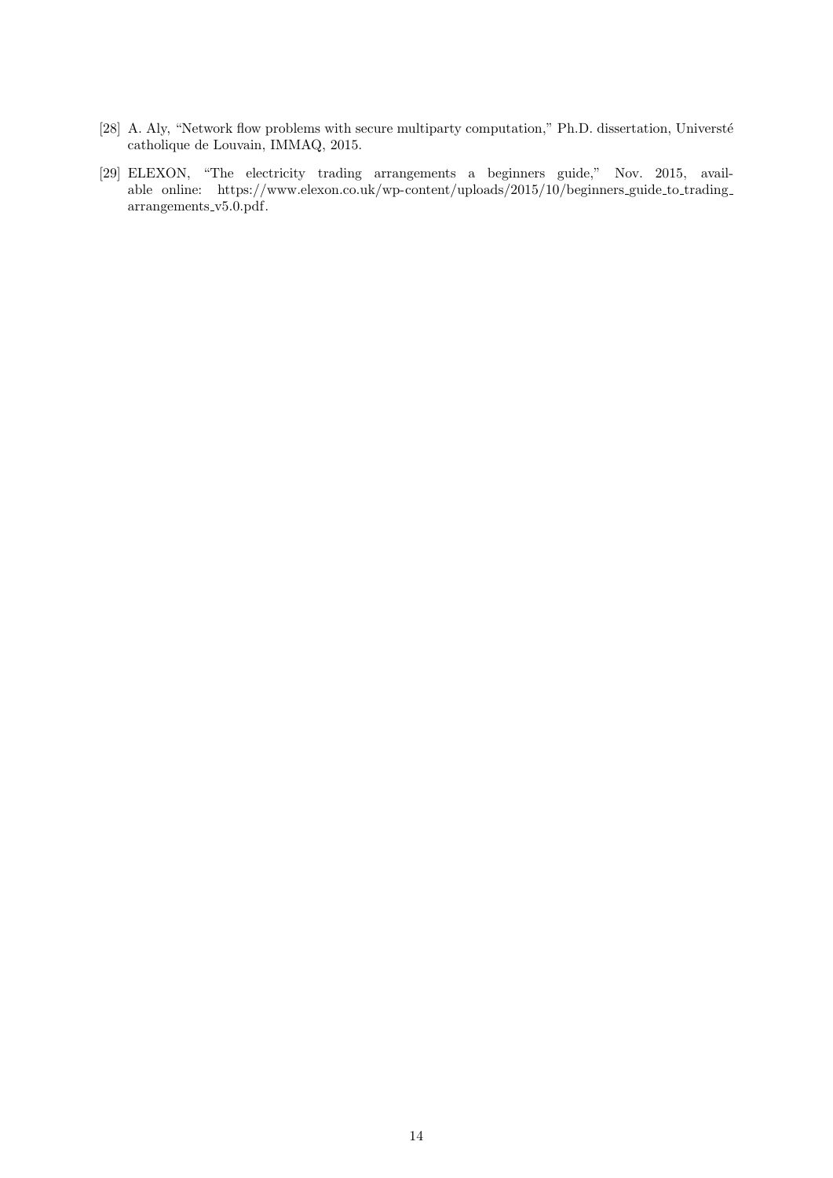[28] A. Aly, "Network flow problems with secure multiparty computation," Ph.D. dissertation, Universté catholique de Louvain, IMMAQ, 2015.

[29] ELEXON, "The electricity trading arrangements a beginners guide," Nov. 2015, available online: https://www.elexon.co.uk/wp-content/uploads/2015/10/beginners_guide_to_trading_arrangements_v5.0.pdf.